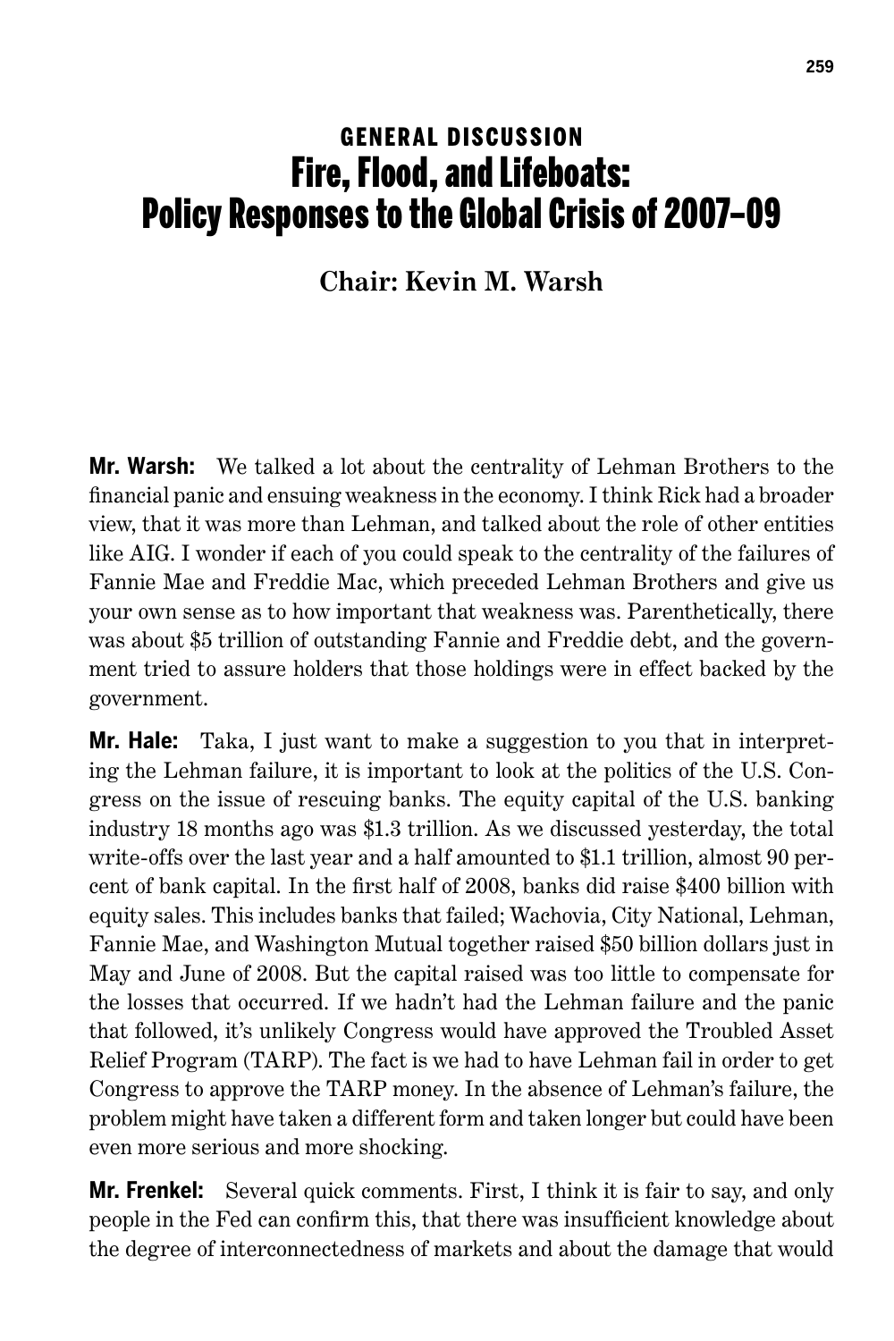# GENERAL DISCUSSION
# Fire, Flood, and Lifeboats: Policy Responses to the Global Crisis of 2007–09

**Chair: Kevin M. Warsh**

**Mr. Warsh:** We talked a lot about the centrality of Lehman Brothers to the financial panic and ensuing weakness in the economy. I think Rick had a broader view, that it was more than Lehman, and talked about the role of other entities like AIG. I wonder if each of you could speak to the centrality of the failures of Fannie Mae and Freddie Mac, which preceded Lehman Brothers and give us your own sense as to how important that weakness was. Parenthetically, there was about $5 trillion of outstanding Fannie and Freddie debt, and the government tried to assure holders that those holdings were in effect backed by the government.

**Mr. Hale:** Taka, I just want to make a suggestion to you that in interpreting the Lehman failure, it is important to look at the politics of the U.S. Congress on the issue of rescuing banks. The equity capital of the U.S. banking industry 18 months ago was $1.3 trillion. As we discussed yesterday, the total write-offs over the last year and a half amounted to $1.1 trillion, almost 90 percent of bank capital. In the first half of 2008, banks did raise $400 billion with equity sales. This includes banks that failed; Wachovia, City National, Lehman, Fannie Mae, and Washington Mutual together raised $50 billion dollars just in May and June of 2008. But the capital raised was too little to compensate for the losses that occurred. If we hadn't had the Lehman failure and the panic that followed, it's unlikely Congress would have approved the Troubled Asset Relief Program (TARP). The fact is we had to have Lehman fail in order to get Congress to approve the TARP money. In the absence of Lehman's failure, the problem might have taken a different form and taken longer but could have been even more serious and more shocking.

**Mr. Frenkel:** Several quick comments. First, I think it is fair to say, and only people in the Fed can confirm this, that there was insufficient knowledge about the degree of interconnectedness of markets and about the damage that would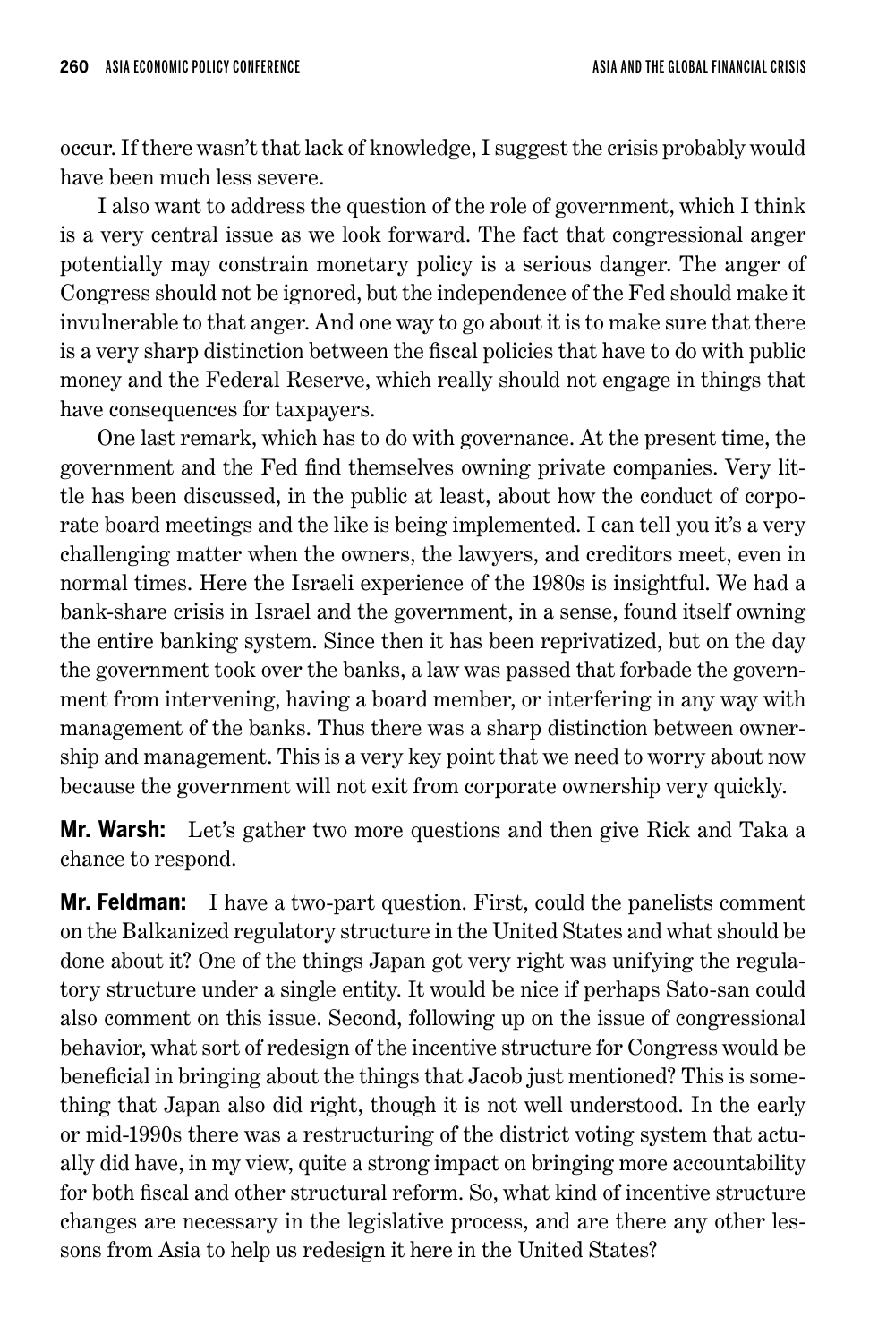occur. If there wasn't that lack of knowledge, I suggest the crisis probably would have been much less severe.

I also want to address the question of the role of government, which I think is a very central issue as we look forward. The fact that congressional anger potentially may constrain monetary policy is a serious danger. The anger of Congress should not be ignored, but the independence of the Fed should make it invulnerable to that anger. And one way to go about it is to make sure that there is a very sharp distinction between the fiscal policies that have to do with public money and the Federal Reserve, which really should not engage in things that have consequences for taxpayers.

One last remark, which has to do with governance. At the present time, the government and the Fed find themselves owning private companies. Very little has been discussed, in the public at least, about how the conduct of corporate board meetings and the like is being implemented. I can tell you it's a very challenging matter when the owners, the lawyers, and creditors meet, even in normal times. Here the Israeli experience of the 1980s is insightful. We had a bank-share crisis in Israel and the government, in a sense, found itself owning the entire banking system. Since then it has been reprivatized, but on the day the government took over the banks, a law was passed that forbade the government from intervening, having a board member, or interfering in any way with management of the banks. Thus there was a sharp distinction between ownership and management. This is a very key point that we need to worry about now because the government will not exit from corporate ownership very quickly.

**Mr. Warsh:** Let's gather two more questions and then give Rick and Taka a chance to respond.

**Mr. Feldman:** I have a two-part question. First, could the panelists comment on the Balkanized regulatory structure in the United States and what should be done about it? One of the things Japan got very right was unifying the regulatory structure under a single entity. It would be nice if perhaps Sato-san could also comment on this issue. Second, following up on the issue of congressional behavior, what sort of redesign of the incentive structure for Congress would be beneficial in bringing about the things that Jacob just mentioned? This is something that Japan also did right, though it is not well understood. In the early or mid-1990s there was a restructuring of the district voting system that actually did have, in my view, quite a strong impact on bringing more accountability for both fiscal and other structural reform. So, what kind of incentive structure changes are necessary in the legislative process, and are there any other lessons from Asia to help us redesign it here in the United States?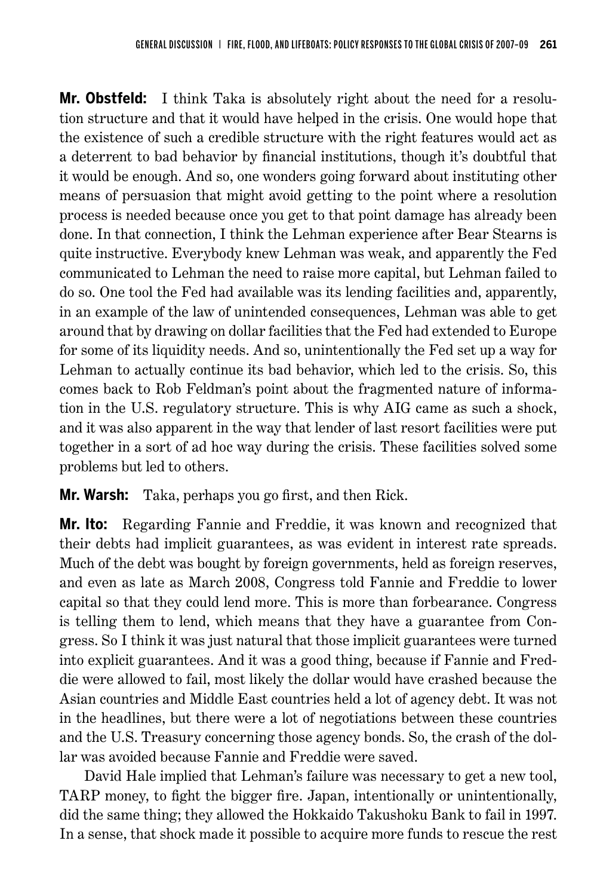**Mr. Obstfeld:** I think Taka is absolutely right about the need for a resolution structure and that it would have helped in the crisis. One would hope that the existence of such a credible structure with the right features would act as a deterrent to bad behavior by financial institutions, though it's doubtful that it would be enough. And so, one wonders going forward about instituting other means of persuasion that might avoid getting to the point where a resolution process is needed because once you get to that point damage has already been done. In that connection, I think the Lehman experience after Bear Stearns is quite instructive. Everybody knew Lehman was weak, and apparently the Fed communicated to Lehman the need to raise more capital, but Lehman failed to do so. One tool the Fed had available was its lending facilities and, apparently, in an example of the law of unintended consequences, Lehman was able to get around that by drawing on dollar facilities that the Fed had extended to Europe for some of its liquidity needs. And so, unintentionally the Fed set up a way for Lehman to actually continue its bad behavior, which led to the crisis. So, this comes back to Rob Feldman's point about the fragmented nature of information in the U.S. regulatory structure. This is why AIG came as such a shock, and it was also apparent in the way that lender of last resort facilities were put together in a sort of ad hoc way during the crisis. These facilities solved some problems but led to others.

**Mr. Warsh:** Taka, perhaps you go first, and then Rick.

**Mr. Ito:** Regarding Fannie and Freddie, it was known and recognized that their debts had implicit guarantees, as was evident in interest rate spreads. Much of the debt was bought by foreign governments, held as foreign reserves, and even as late as March 2008, Congress told Fannie and Freddie to lower capital so that they could lend more. This is more than forbearance. Congress is telling them to lend, which means that they have a guarantee from Congress. So I think it was just natural that those implicit guarantees were turned into explicit guarantees. And it was a good thing, because if Fannie and Freddie were allowed to fail, most likely the dollar would have crashed because the Asian countries and Middle East countries held a lot of agency debt. It was not in the headlines, but there were a lot of negotiations between these countries and the U.S. Treasury concerning those agency bonds. So, the crash of the dollar was avoided because Fannie and Freddie were saved.

David Hale implied that Lehman's failure was necessary to get a new tool, TARP money, to fight the bigger fire. Japan, intentionally or unintentionally, did the same thing; they allowed the Hokkaido Takushoku Bank to fail in 1997. In a sense, that shock made it possible to acquire more funds to rescue the rest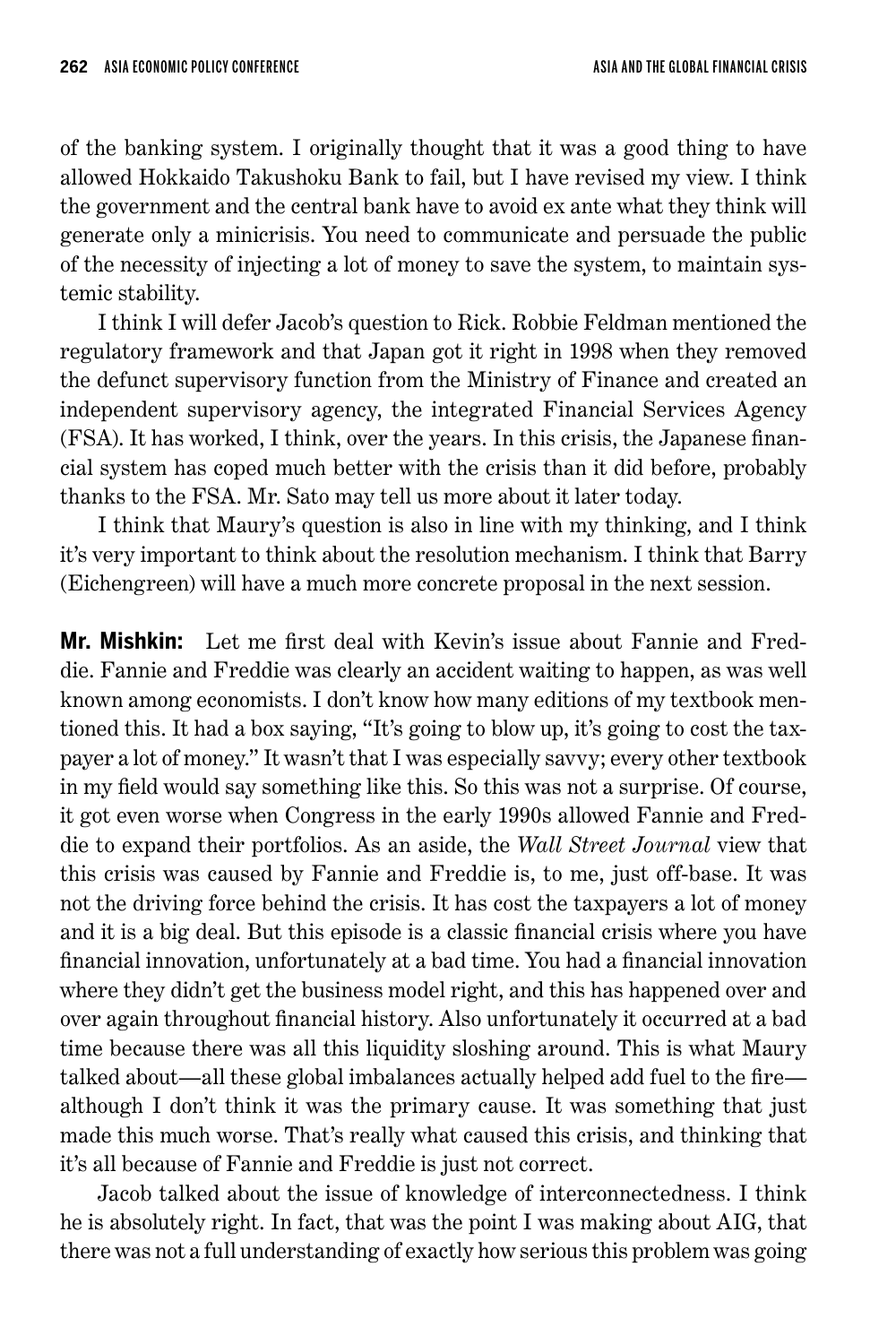of the banking system. I originally thought that it was a good thing to have allowed Hokkaido Takushoku Bank to fail, but I have revised my view. I think the government and the central bank have to avoid ex ante what they think will generate only a minicrisis. You need to communicate and persuade the public of the necessity of injecting a lot of money to save the system, to maintain systemic stability.

I think I will defer Jacob's question to Rick. Robbie Feldman mentioned the regulatory framework and that Japan got it right in 1998 when they removed the defunct supervisory function from the Ministry of Finance and created an independent supervisory agency, the integrated Financial Services Agency (FSA). It has worked, I think, over the years. In this crisis, the Japanese financial system has coped much better with the crisis than it did before, probably thanks to the FSA. Mr. Sato may tell us more about it later today.

I think that Maury's question is also in line with my thinking, and I think it's very important to think about the resolution mechanism. I think that Barry (Eichengreen) will have a much more concrete proposal in the next session.

**Mr. Mishkin:** Let me first deal with Kevin's issue about Fannie and Freddie. Fannie and Freddie was clearly an accident waiting to happen, as was well known among economists. I don't know how many editions of my textbook mentioned this. It had a box saying, "It's going to blow up, it's going to cost the taxpayer a lot of money." It wasn't that I was especially savvy; every other textbook in my field would say something like this. So this was not a surprise. Of course, it got even worse when Congress in the early 1990s allowed Fannie and Freddie to expand their portfolios. As an aside, the *Wall Street Journal* view that this crisis was caused by Fannie and Freddie is, to me, just off-base. It was not the driving force behind the crisis. It has cost the taxpayers a lot of money and it is a big deal. But this episode is a classic financial crisis where you have financial innovation, unfortunately at a bad time. You had a financial innovation where they didn't get the business model right, and this has happened over and over again throughout financial history. Also unfortunately it occurred at a bad time because there was all this liquidity sloshing around. This is what Maury talked about—all these global imbalances actually helped add fuel to the fire—although I don't think it was the primary cause. It was something that just made this much worse. That's really what caused this crisis, and thinking that it's all because of Fannie and Freddie is just not correct.

Jacob talked about the issue of knowledge of interconnectedness. I think he is absolutely right. In fact, that was the point I was making about AIG, that there was not a full understanding of exactly how serious this problem was going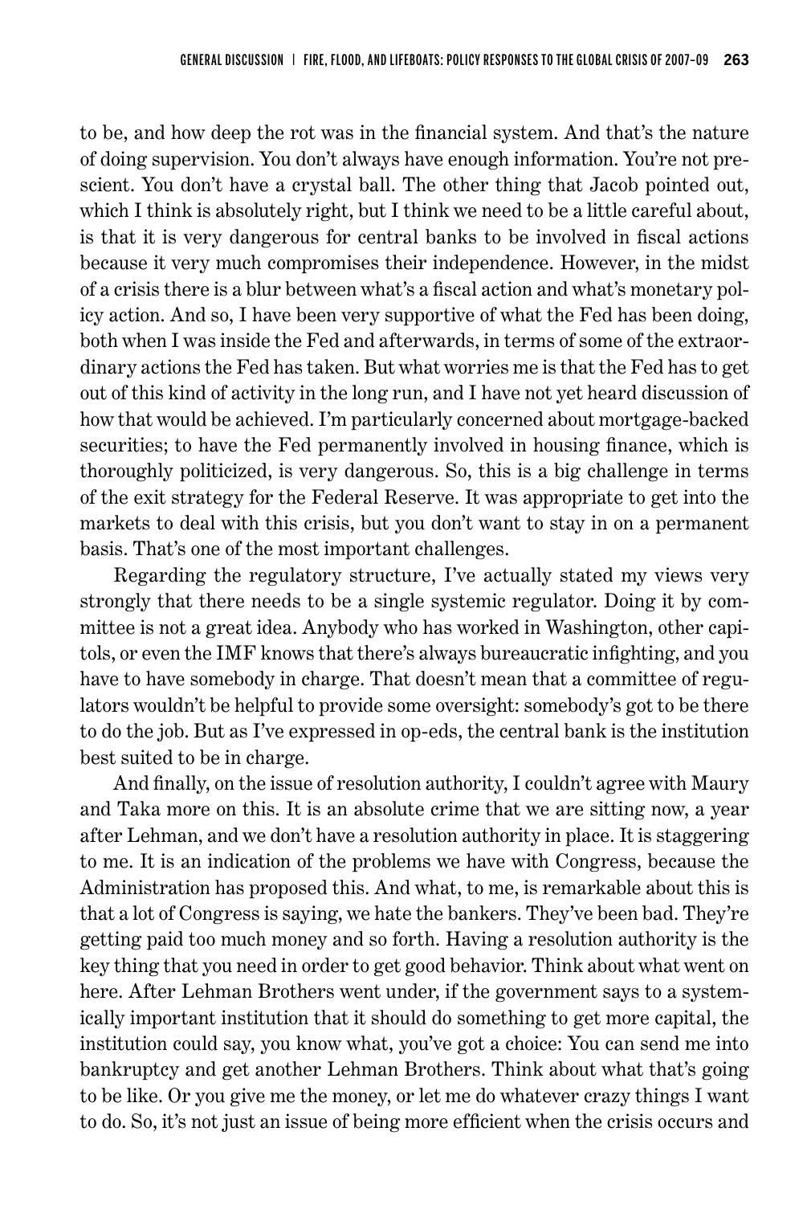to be, and how deep the rot was in the financial system. And that's the nature of doing supervision. You don't always have enough information. You're not prescient. You don't have a crystal ball. The other thing that Jacob pointed out, which I think is absolutely right, but I think we need to be a little careful about, is that it is very dangerous for central banks to be involved in fiscal actions because it very much compromises their independence. However, in the midst of a crisis there is a blur between what's a fiscal action and what's monetary policy action. And so, I have been very supportive of what the Fed has been doing, both when I was inside the Fed and afterwards, in terms of some of the extraordinary actions the Fed has taken. But what worries me is that the Fed has to get out of this kind of activity in the long run, and I have not yet heard discussion of how that would be achieved. I'm particularly concerned about mortgage-backed securities; to have the Fed permanently involved in housing finance, which is thoroughly politicized, is very dangerous. So, this is a big challenge in terms of the exit strategy for the Federal Reserve. It was appropriate to get into the markets to deal with this crisis, but you don't want to stay in on a permanent basis. That's one of the most important challenges.

Regarding the regulatory structure, I've actually stated my views very strongly that there needs to be a single systemic regulator. Doing it by committee is not a great idea. Anybody who has worked in Washington, other capitols, or even the IMF knows that there's always bureaucratic infighting, and you have to have somebody in charge. That doesn't mean that a committee of regulators wouldn't be helpful to provide some oversight: somebody's got to be there to do the job. But as I've expressed in op-eds, the central bank is the institution best suited to be in charge.

And finally, on the issue of resolution authority, I couldn't agree with Maury and Taka more on this. It is an absolute crime that we are sitting now, a year after Lehman, and we don't have a resolution authority in place. It is staggering to me. It is an indication of the problems we have with Congress, because the Administration has proposed this. And what, to me, is remarkable about this is that a lot of Congress is saying, we hate the bankers. They've been bad. They're getting paid too much money and so forth. Having a resolution authority is the key thing that you need in order to get good behavior. Think about what went on here. After Lehman Brothers went under, if the government says to a systemically important institution that it should do something to get more capital, the institution could say, you know what, you've got a choice: You can send me into bankruptcy and get another Lehman Brothers. Think about what that's going to be like. Or you give me the money, or let me do whatever crazy things I want to do. So, it's not just an issue of being more efficient when the crisis occurs and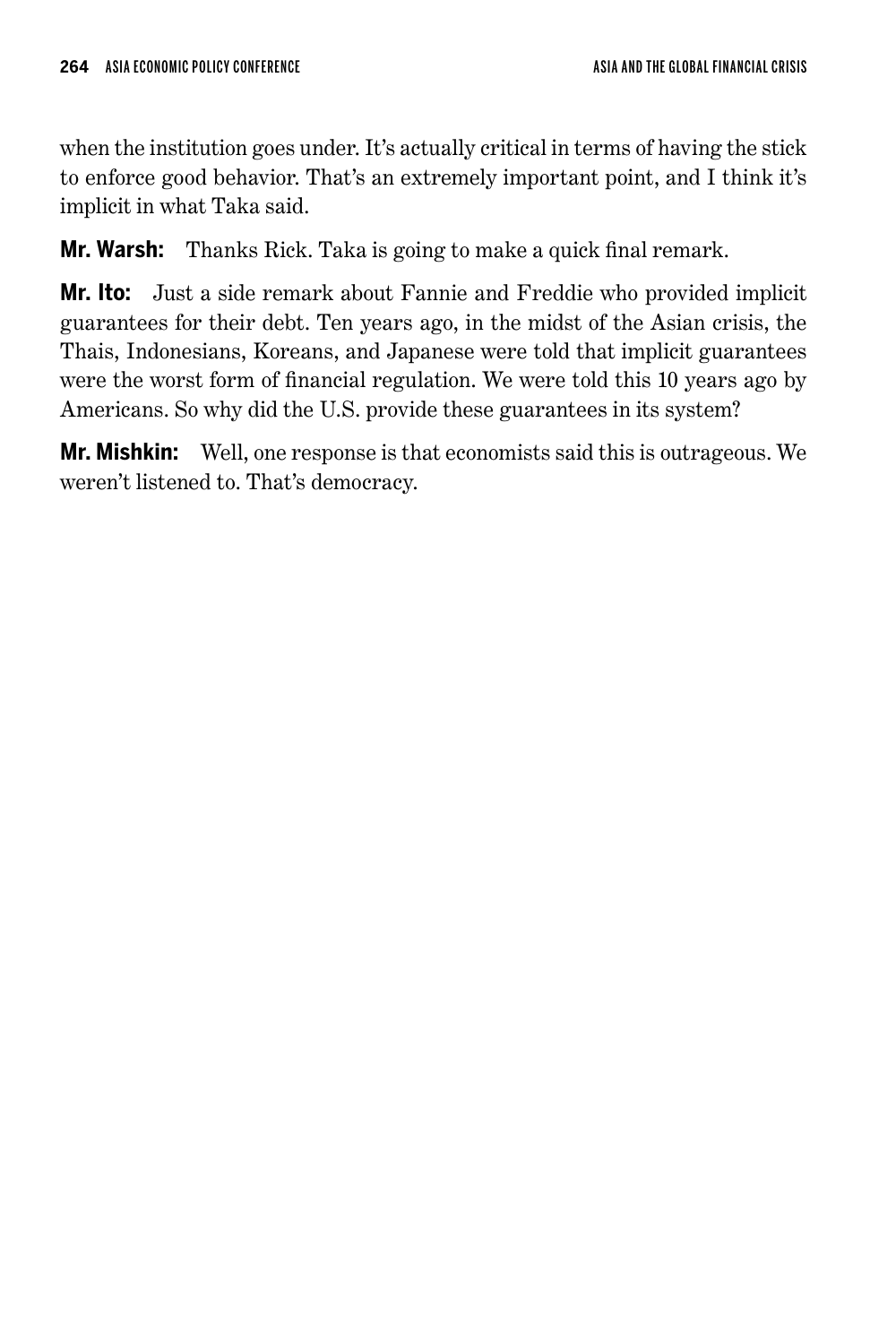when the institution goes under. It's actually critical in terms of having the stick to enforce good behavior. That's an extremely important point, and I think it's implicit in what Taka said.

**Mr. Warsh:** Thanks Rick. Taka is going to make a quick final remark.

**Mr. Ito:** Just a side remark about Fannie and Freddie who provided implicit guarantees for their debt. Ten years ago, in the midst of the Asian crisis, the Thais, Indonesians, Koreans, and Japanese were told that implicit guarantees were the worst form of financial regulation. We were told this 10 years ago by Americans. So why did the U.S. provide these guarantees in its system?

**Mr. Mishkin:** Well, one response is that economists said this is outrageous. We weren't listened to. That's democracy.